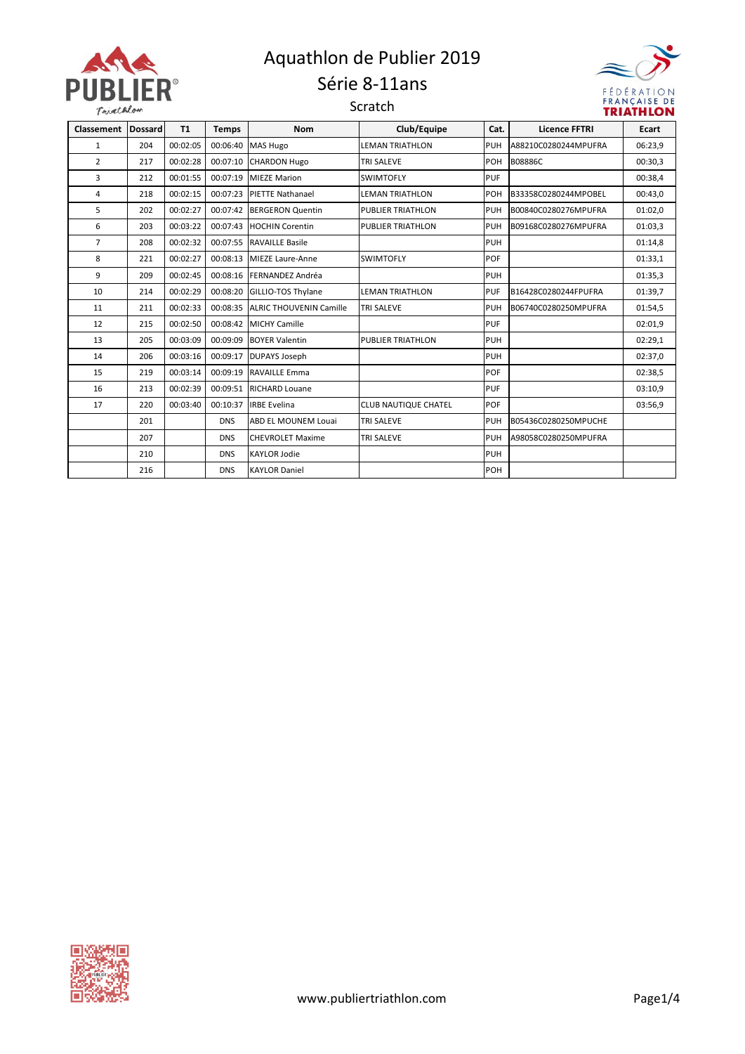# Aquathlon de Publier 2019

## Série 8-11ans

### Scratch

| Classement | Dossard | T1 | Temps | Nom | Club/Equipe | Cat. | Licence FFTRI | Ecart |
|---|---|---|---|---|---|---|---|---|
| 1 | 204 | 00:02:05 | 00:06:40 | MAS Hugo | LEMAN TRIATHLON | PUH | A88210C0280244MPUFRA | 06:23,9 |
| 2 | 217 | 00:02:28 | 00:07:10 | CHARDON Hugo | TRI SALEVE | POH | B08886C | 00:30,3 |
| 3 | 212 | 00:01:55 | 00:07:19 | MIEZE Marion | SWIMTOFLY | PUF | | 00:38,4 |
| 4 | 218 | 00:02:15 | 00:07:23 | PIETTE Nathanael | LEMAN TRIATHLON | POH | B33358C0280244MPOBEL | 00:43,0 |
| 5 | 202 | 00:02:27 | 00:07:42 | BERGERON Quentin | PUBLIER TRIATHLON | PUH | B00840C0280276MPUFRA | 01:02,0 |
| 6 | 203 | 00:03:22 | 00:07:43 | HOCHIN Corentin | PUBLIER TRIATHLON | PUH | B09168C0280276MPUFRA | 01:03,3 |
| 7 | 208 | 00:02:32 | 00:07:55 | RAVAILLE Basile | | PUH | | 01:14,8 |
| 8 | 221 | 00:02:27 | 00:08:13 | MIEZE Laure-Anne | SWIMTOFLY | POF | | 01:33,1 |
| 9 | 209 | 00:02:45 | 00:08:16 | FERNANDEZ Andréa | | PUH | | 01:35,3 |
| 10 | 214 | 00:02:29 | 00:08:20 | GILLIO-TOS Thylane | LEMAN TRIATHLON | PUF | B16428C0280244FPUFRA | 01:39,7 |
| 11 | 211 | 00:02:33 | 00:08:35 | ALRIC THOUVENIN Camille | TRI SALEVE | PUH | B06740C0280250MPUFRA | 01:54,5 |
| 12 | 215 | 00:02:50 | 00:08:42 | MICHY Camille | | PUF | | 02:01,9 |
| 13 | 205 | 00:03:09 | 00:09:09 | BOYER Valentin | PUBLIER TRIATHLON | PUH | | 02:29,1 |
| 14 | 206 | 00:03:16 | 00:09:17 | DUPAYS Joseph | | PUH | | 02:37,0 |
| 15 | 219 | 00:03:14 | 00:09:19 | RAVAILLE Emma | | POF | | 02:38,5 |
| 16 | 213 | 00:02:39 | 00:09:51 | RICHARD Louane | | PUF | | 03:10,9 |
| 17 | 220 | 00:03:40 | 00:10:37 | IRBE Evelina | CLUB NAUTIQUE CHATEL | POF | | 03:56,9 |
| | 201 | | DNS | ABD EL MOUNEM Louai | TRI SALEVE | PUH | B05436C0280250MPUCHE | |
| | 207 | | DNS | CHEVROLET Maxime | TRI SALEVE | PUH | A98058C0280250MPUFRA | |
| | 210 | | DNS | KAYLOR Jodie | | PUH | | |
| | 216 | | DNS | KAYLOR Daniel | | POH | | |

www.publiertriathlon.com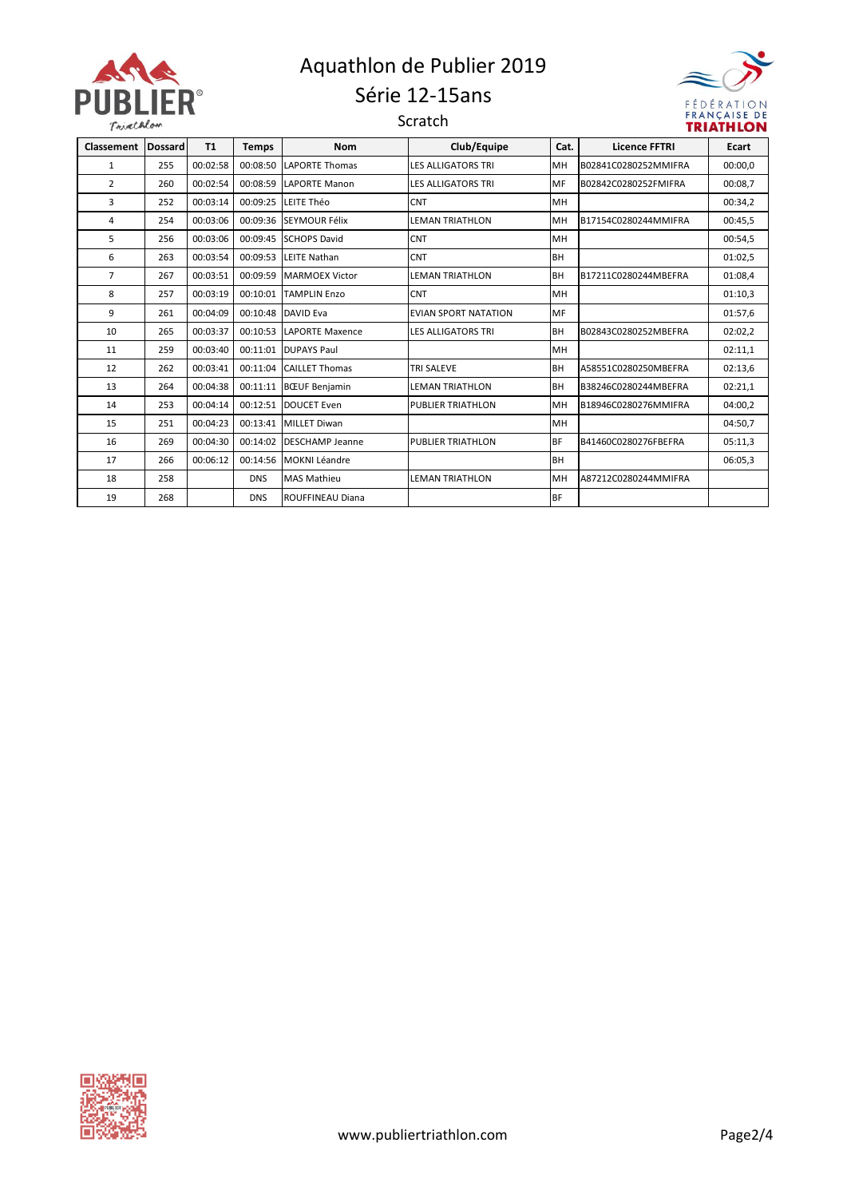# Aquathlon de Publier 2019

## Série 12-15ans

### Scratch

| Classement | Dossard | T1 | Temps | Nom | Club/Equipe | Cat. | Licence FFTRI | Ecart |
|---|---|---|---|---|---|---|---|---|
| 1 | 255 | 00:02:58 | 00:08:50 | LAPORTE Thomas | LES ALLIGATORS TRI | MH | B02841C0280252MMIFRA | 00:00,0 |
| 2 | 260 | 00:02:54 | 00:08:59 | LAPORTE Manon | LES ALLIGATORS TRI | MF | B02842C0280252FMIFRA | 00:08,7 |
| 3 | 252 | 00:03:14 | 00:09:25 | LEITE Théo | CNT | MH | | 00:34,2 |
| 4 | 254 | 00:03:06 | 00:09:36 | SEYMOUR Félix | LEMAN TRIATHLON | MH | B17154C0280244MMIFRA | 00:45,5 |
| 5 | 256 | 00:03:06 | 00:09:45 | SCHOPS David | CNT | MH | | 00:54,5 |
| 6 | 263 | 00:03:54 | 00:09:53 | LEITE Nathan | CNT | BH | | 01:02,5 |
| 7 | 267 | 00:03:51 | 00:09:59 | MARMOEX Victor | LEMAN TRIATHLON | BH | B17211C0280244MBEFRA | 01:08,4 |
| 8 | 257 | 00:03:19 | 00:10:01 | TAMPLIN Enzo | CNT | MH | | 01:10,3 |
| 9 | 261 | 00:04:09 | 00:10:48 | DAVID Eva | EVIAN SPORT NATATION | MF | | 01:57,6 |
| 10 | 265 | 00:03:37 | 00:10:53 | LAPORTE Maxence | LES ALLIGATORS TRI | BH | B02843C0280252MBEFRA | 02:02,2 |
| 11 | 259 | 00:03:40 | 00:11:01 | DUPAYS Paul | | MH | | 02:11,1 |
| 12 | 262 | 00:03:41 | 00:11:04 | CAILLET Thomas | TRI SALEVE | BH | A58551C0280250MBEFRA | 02:13,6 |
| 13 | 264 | 00:04:38 | 00:11:11 | BŒUF Benjamin | LEMAN TRIATHLON | BH | B38246C0280244MBEFRA | 02:21,1 |
| 14 | 253 | 00:04:14 | 00:12:51 | DOUCET Even | PUBLIER TRIATHLON | MH | B18946C0280276MMIFRA | 04:00,2 |
| 15 | 251 | 00:04:23 | 00:13:41 | MILLET Diwan | | MH | | 04:50,7 |
| 16 | 269 | 00:04:30 | 00:14:02 | DESCHAMP Jeanne | PUBLIER TRIATHLON | BF | B41460C0280276FBEFRA | 05:11,3 |
| 17 | 266 | 00:06:12 | 00:14:56 | MOKNI Léandre | | BH | | 06:05,3 |
| 18 | 258 | | DNS | MAS Mathieu | LEMAN TRIATHLON | MH | A87212C0280244MMIFRA | |
| 19 | 268 | | DNS | ROUFFINEAU Diana | | BF | | |

www.publiertriathlon.com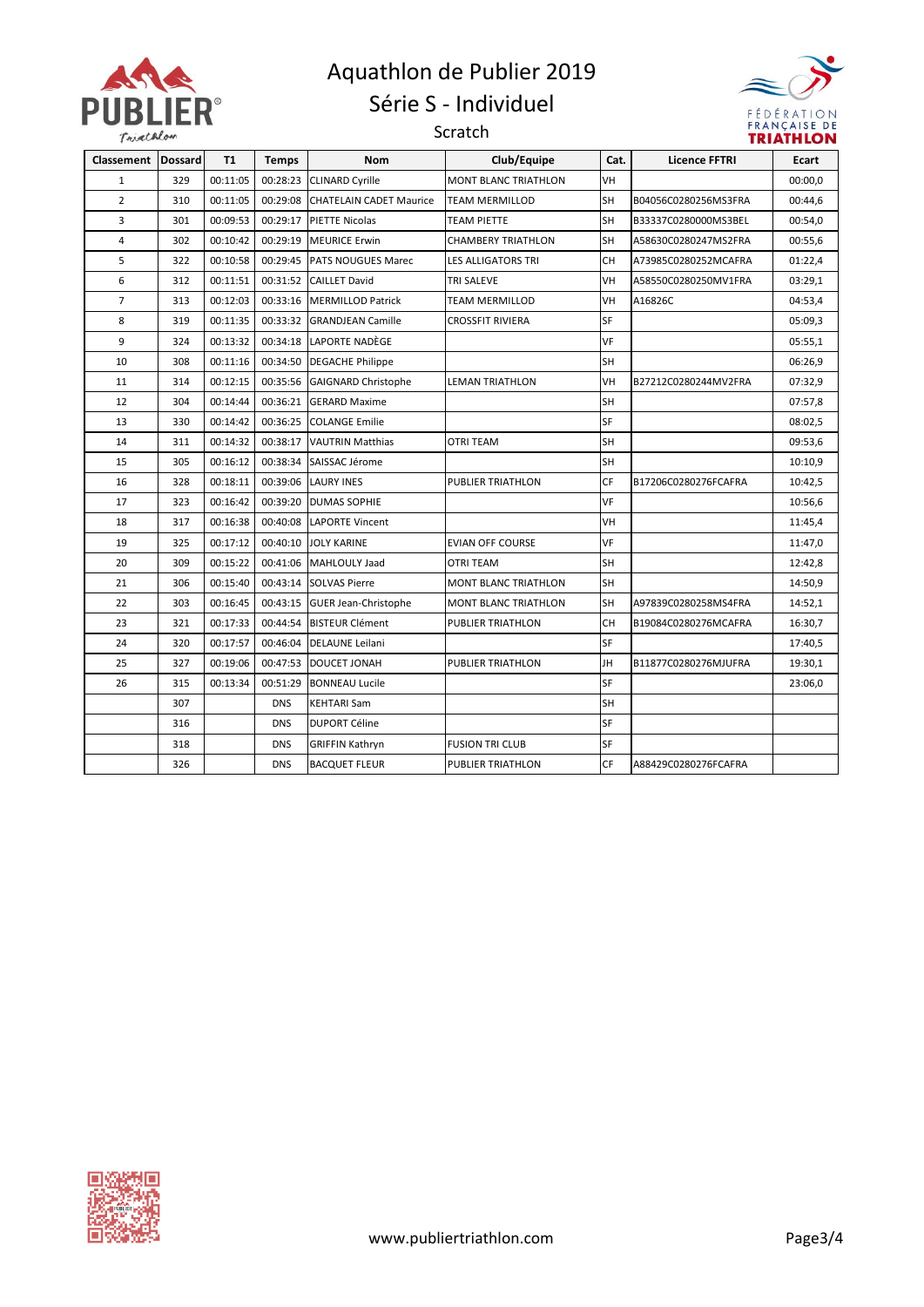# Aquathlon de Publier 2019

## Série S - Individuel

### Scratch

| Classement | Dossard | T1 | Temps | Nom | Club/Equipe | Cat. | Licence FFTRI | Ecart |
|---|---|---|---|---|---|---|---|---|
| 1 | 329 | 00:11:05 | 00:28:23 | CLINARD Cyrille | MONT BLANC TRIATHLON | VH | | 00:00,0 |
| 2 | 310 | 00:11:05 | 00:29:08 | CHATELAIN CADET Maurice | TEAM MERMILLOD | SH | B04056C0280256MS3FRA | 00:44,6 |
| 3 | 301 | 00:09:53 | 00:29:17 | PIETTE Nicolas | TEAM PIETTE | SH | B33337C0280000MS3BEL | 00:54,0 |
| 4 | 302 | 00:10:42 | 00:29:19 | MEURICE Erwin | CHAMBERY TRIATHLON | SH | A58630C0280247MS2FRA | 00:55,6 |
| 5 | 322 | 00:10:58 | 00:29:45 | PATS NOUGUES Marec | LES ALLIGATORS TRI | CH | A73985C0280252MCAFRA | 01:22,4 |
| 6 | 312 | 00:11:51 | 00:31:52 | CAILLET David | TRI SALEVE | VH | A58550C0280250MV1FRA | 03:29,1 |
| 7 | 313 | 00:12:03 | 00:33:16 | MERMILLOD Patrick | TEAM MERMILLOD | VH | A16826C | 04:53,4 |
| 8 | 319 | 00:11:35 | 00:33:32 | GRANDJEAN Camille | CROSSFIT RIVIERA | SF | | 05:09,3 |
| 9 | 324 | 00:13:32 | 00:34:18 | LAPORTE NADÈGE | | VF | | 05:55,1 |
| 10 | 308 | 00:11:16 | 00:34:50 | DEGACHE Philippe | | SH | | 06:26,9 |
| 11 | 314 | 00:12:15 | 00:35:56 | GAIGNARD Christophe | LEMAN TRIATHLON | VH | B27212C0280244MV2FRA | 07:32,9 |
| 12 | 304 | 00:14:44 | 00:36:21 | GERARD Maxime | | SH | | 07:57,8 |
| 13 | 330 | 00:14:42 | 00:36:25 | COLANGE Emilie | | SF | | 08:02,5 |
| 14 | 311 | 00:14:32 | 00:38:17 | VAUTRIN Matthias | OTRI TEAM | SH | | 09:53,6 |
| 15 | 305 | 00:16:12 | 00:38:34 | SAISSAC Jérome | | SH | | 10:10,9 |
| 16 | 328 | 00:18:11 | 00:39:06 | LAURY INES | PUBLIER TRIATHLON | CF | B17206C0280276FCAFRA | 10:42,5 |
| 17 | 323 | 00:16:42 | 00:39:20 | DUMAS SOPHIE | | VF | | 10:56,6 |
| 18 | 317 | 00:16:38 | 00:40:08 | LAPORTE Vincent | | VH | | 11:45,4 |
| 19 | 325 | 00:17:12 | 00:40:10 | JOLY KARINE | EVIAN OFF COURSE | VF | | 11:47,0 |
| 20 | 309 | 00:15:22 | 00:41:06 | MAHLOULY Jaad | OTRI TEAM | SH | | 12:42,8 |
| 21 | 306 | 00:15:40 | 00:43:14 | SOLVAS Pierre | MONT BLANC TRIATHLON | SH | | 14:50,9 |
| 22 | 303 | 00:16:45 | 00:43:15 | GUER Jean-Christophe | MONT BLANC TRIATHLON | SH | A97839C0280258MS4FRA | 14:52,1 |
| 23 | 321 | 00:17:33 | 00:44:54 | BISTEUR Clément | PUBLIER TRIATHLON | CH | B19084C0280276MCAFRA | 16:30,7 |
| 24 | 320 | 00:17:57 | 00:46:04 | DELAUNE Leilani | | SF | | 17:40,5 |
| 25 | 327 | 00:19:06 | 00:47:53 | DOUCET JONAH | PUBLIER TRIATHLON | JH | B11877C0280276MJUFRA | 19:30,1 |
| 26 | 315 | 00:13:34 | 00:51:29 | BONNEAU Lucile | | SF | | 23:06,0 |
| | 307 | | DNS | KEHTARI Sam | | SH | | |
| | 316 | | DNS | DUPORT Céline | | SF | | |
| | 318 | | DNS | GRIFFIN Kathryn | FUSION TRI CLUB | SF | | |
| | 326 | | DNS | BACQUET FLEUR | PUBLIER TRIATHLON | CF | A88429C0280276FCAFRA | |

www.publiertriathlon.com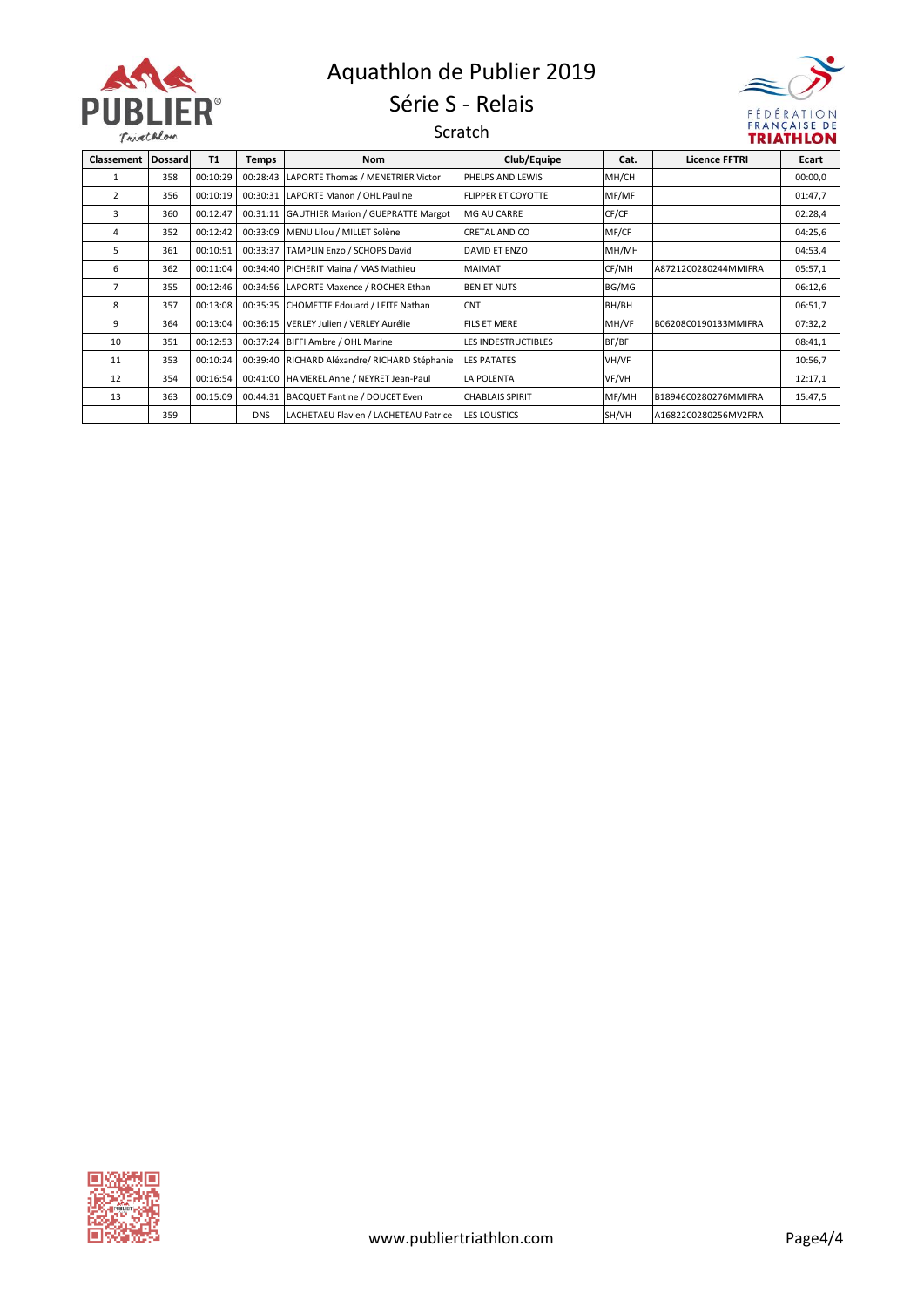# Aquathlon de Publier 2019

## Série S - Relais

### Scratch

| Classement | Dossard | T1 | Temps | Nom | Club/Equipe | Cat. | Licence FFTRI | Ecart |
|---|---|---|---|---|---|---|---|---|
| 1 | 358 | 00:10:29 | 00:28:43 | LAPORTE Thomas / MENETRIER Victor | PHELPS AND LEWIS | MH/CH | | 00:00,0 |
| 2 | 356 | 00:10:19 | 00:30:31 | LAPORTE Manon / OHL Pauline | FLIPPER ET COYOTTE | MF/MF | | 01:47,7 |
| 3 | 360 | 00:12:47 | 00:31:11 | GAUTHIER Marion / GUEPRATTE Margot | MG AU CARRE | CF/CF | | 02:28,4 |
| 4 | 352 | 00:12:42 | 00:33:09 | MENU Lilou / MILLET Solène | CRETAL AND CO | MF/CF | | 04:25,6 |
| 5 | 361 | 00:10:51 | 00:33:37 | TAMPLIN Enzo / SCHOPS David | DAVID ET ENZO | MH/MH | | 04:53,4 |
| 6 | 362 | 00:11:04 | 00:34:40 | PICHERIT Maina / MAS Mathieu | MAIMAT | CF/MH | A87212C0280244MMIFRA | 05:57,1 |
| 7 | 355 | 00:12:46 | 00:34:56 | LAPORTE Maxence / ROCHER Ethan | BEN ET NUTS | BG/MG | | 06:12,6 |
| 8 | 357 | 00:13:08 | 00:35:35 | CHOMETTE Edouard / LEITE Nathan | CNT | BH/BH | | 06:51,7 |
| 9 | 364 | 00:13:04 | 00:36:15 | VERLEY Julien / VERLEY Aurélie | FILS ET MERE | MH/VF | B06208C0190133MMIFRA | 07:32,2 |
| 10 | 351 | 00:12:53 | 00:37:24 | BIFFI Ambre / OHL Marine | LES INDESTRUCTIBLES | BF/BF | | 08:41,1 |
| 11 | 353 | 00:10:24 | 00:39:40 | RICHARD Aléxandre/ RICHARD Stéphanie | LES PATATES | VH/VF | | 10:56,7 |
| 12 | 354 | 00:16:54 | 00:41:00 | HAMEREL Anne / NEYRET Jean-Paul | LA POLENTA | VF/VH | | 12:17,1 |
| 13 | 363 | 00:15:09 | 00:44:31 | BACQUET Fantine / DOUCET Even | CHABLAIS SPIRIT | MF/MH | B18946C0280276MMIFRA | 15:47,5 |
| | 359 | | DNS | LACHETAEU Flavien / LACHETEAU Patrice | LES LOUSTICS | SH/VH | A16822C0280256MV2FRA | |

www.publiertriathlon.com